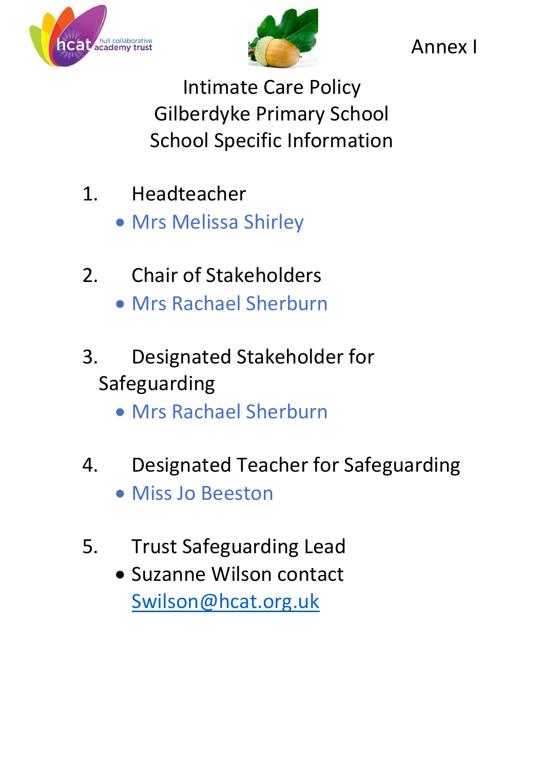Annex I

# Intimate Care Policy
# Gilberdyke Primary School
# School Specific Information

1. Headteacher
   - Mrs Melissa Shirley

2. Chair of Stakeholders
   - Mrs Rachael Sherburn

3. Designated Stakeholder for Safeguarding
   - Mrs Rachael Sherburn

4. Designated Teacher for Safeguarding
   - Miss Jo Beeston

5. Trust Safeguarding Lead
   - Suzanne Wilson contact Swilson@hcat.org.uk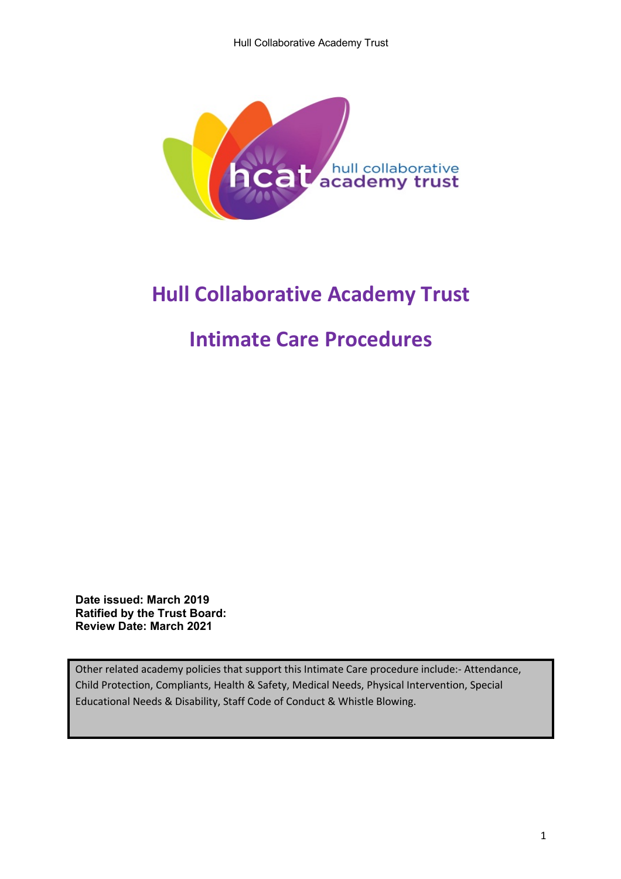# Hull Collaborative Academy Trust

# Intimate Care Procedures

**Date issued: March 2019**
**Ratified by the Trust Board:**
**Review Date: March 2021**

Other related academy policies that support this Intimate Care procedure include:- Attendance, Child Protection, Compliants, Health & Safety, Medical Needs, Physical Intervention, Special Educational Needs & Disability, Staff Code of Conduct & Whistle Blowing.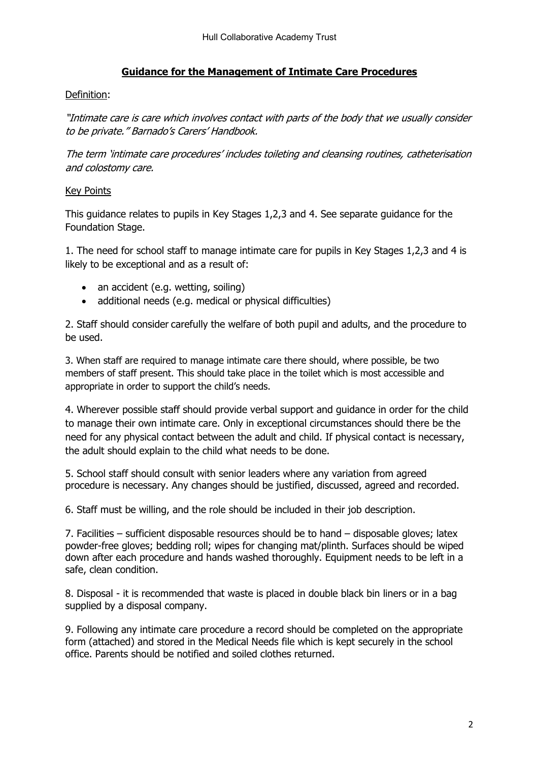## Guidance for the Management of Intimate Care Procedures

Definition:

*"Intimate care is care which involves contact with parts of the body that we usually consider to be private." Barnado's Carers' Handbook.*

*The term 'intimate care procedures' includes toileting and cleansing routines, catheterisation and colostomy care.*

Key Points

This guidance relates to pupils in Key Stages 1,2,3 and 4. See separate guidance for the Foundation Stage.

1. The need for school staff to manage intimate care for pupils in Key Stages 1,2,3 and 4 is likely to be exceptional and as a result of:

- an accident (e.g. wetting, soiling)
- additional needs (e.g. medical or physical difficulties)

2. Staff should consider carefully the welfare of both pupil and adults, and the procedure to be used.

3. When staff are required to manage intimate care there should, where possible, be two members of staff present. This should take place in the toilet which is most accessible and appropriate in order to support the child's needs.

4. Wherever possible staff should provide verbal support and guidance in order for the child to manage their own intimate care. Only in exceptional circumstances should there be the need for any physical contact between the adult and child. If physical contact is necessary, the adult should explain to the child what needs to be done.

5. School staff should consult with senior leaders where any variation from agreed procedure is necessary. Any changes should be justified, discussed, agreed and recorded.

6. Staff must be willing, and the role should be included in their job description.

7. Facilities – sufficient disposable resources should be to hand – disposable gloves; latex powder-free gloves; bedding roll; wipes for changing mat/plinth. Surfaces should be wiped down after each procedure and hands washed thoroughly. Equipment needs to be left in a safe, clean condition.

8. Disposal - it is recommended that waste is placed in double black bin liners or in a bag supplied by a disposal company.

9. Following any intimate care procedure a record should be completed on the appropriate form (attached) and stored in the Medical Needs file which is kept securely in the school office. Parents should be notified and soiled clothes returned.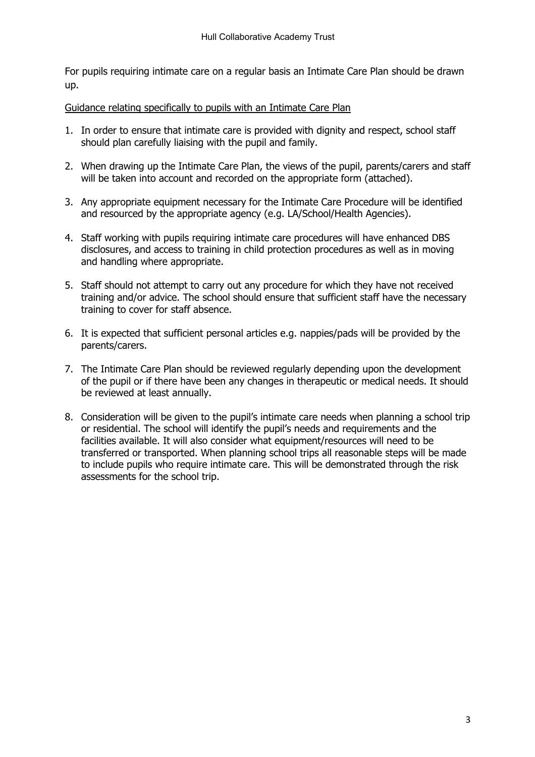For pupils requiring intimate care on a regular basis an Intimate Care Plan should be drawn up.

<u>Guidance relating specifically to pupils with an Intimate Care Plan</u>

1. In order to ensure that intimate care is provided with dignity and respect, school staff should plan carefully liaising with the pupil and family.

2. When drawing up the Intimate Care Plan, the views of the pupil, parents/carers and staff will be taken into account and recorded on the appropriate form (attached).

3. Any appropriate equipment necessary for the Intimate Care Procedure will be identified and resourced by the appropriate agency (e.g. LA/School/Health Agencies).

4. Staff working with pupils requiring intimate care procedures will have enhanced DBS disclosures, and access to training in child protection procedures as well as in moving and handling where appropriate.

5. Staff should not attempt to carry out any procedure for which they have not received training and/or advice. The school should ensure that sufficient staff have the necessary training to cover for staff absence.

6. It is expected that sufficient personal articles e.g. nappies/pads will be provided by the parents/carers.

7. The Intimate Care Plan should be reviewed regularly depending upon the development of the pupil or if there have been any changes in therapeutic or medical needs. It should be reviewed at least annually.

8. Consideration will be given to the pupil's intimate care needs when planning a school trip or residential. The school will identify the pupil's needs and requirements and the facilities available. It will also consider what equipment/resources will need to be transferred or transported. When planning school trips all reasonable steps will be made to include pupils who require intimate care. This will be demonstrated through the risk assessments for the school trip.